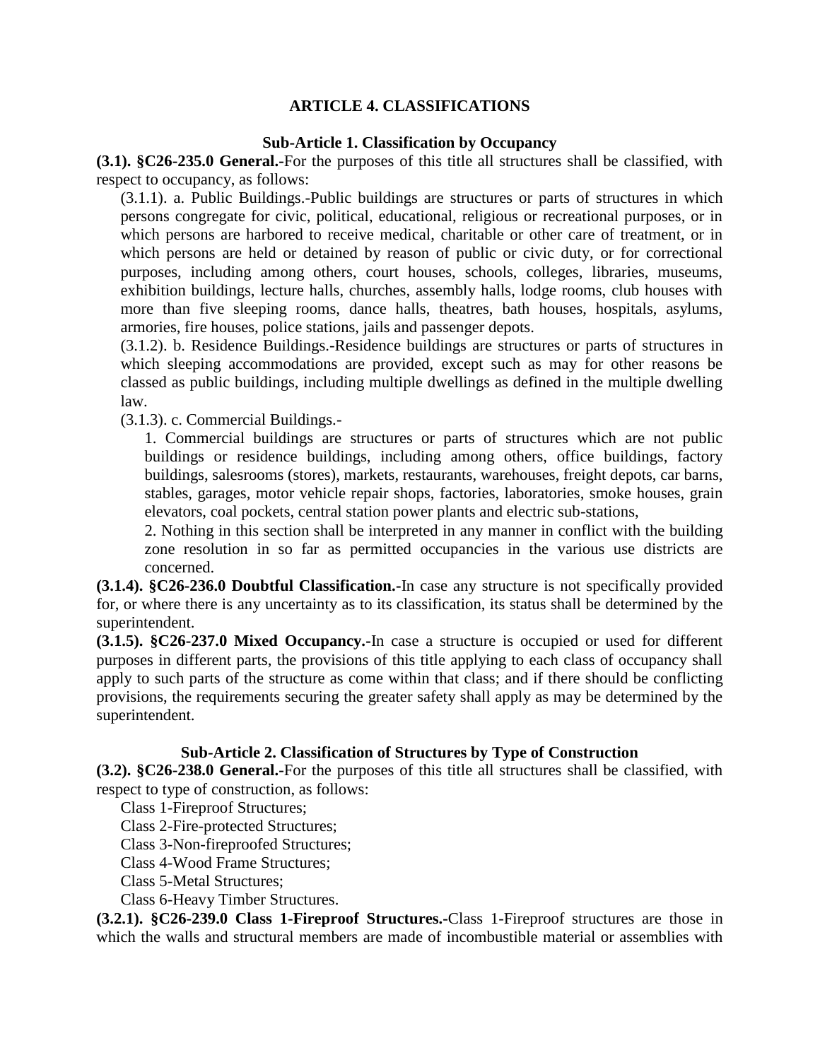## ARTICLE 4. CLASSIFICATIONS

### Sub-Article 1. Classification by Occupancy

**(3.1). §C26-235.0 General.-**For the purposes of this title all structures shall be classified, with respect to occupancy, as follows:

(3.1.1). a. Public Buildings.-Public buildings are structures or parts of structures in which persons congregate for civic, political, educational, religious or recreational purposes, or in which persons are harbored to receive medical, charitable or other care of treatment, or in which persons are held or detained by reason of public or civic duty, or for correctional purposes, including among others, court houses, schools, colleges, libraries, museums, exhibition buildings, lecture halls, churches, assembly halls, lodge rooms, club houses with more than five sleeping rooms, dance halls, theatres, bath houses, hospitals, asylums, armories, fire houses, police stations, jails and passenger depots.

(3.1.2). b. Residence Buildings.-Residence buildings are structures or parts of structures in which sleeping accommodations are provided, except such as may for other reasons be classed as public buildings, including multiple dwellings as defined in the multiple dwelling law.

(3.1.3). c. Commercial Buildings.-

1. Commercial buildings are structures or parts of structures which are not public buildings or residence buildings, including among others, office buildings, factory buildings, salesrooms (stores), markets, restaurants, warehouses, freight depots, car barns, stables, garages, motor vehicle repair shops, factories, laboratories, smoke houses, grain elevators, coal pockets, central station power plants and electric sub-stations,

2. Nothing in this section shall be interpreted in any manner in conflict with the building zone resolution in so far as permitted occupancies in the various use districts are concerned.

**(3.1.4). §C26-236.0 Doubtful Classification.-**In case any structure is not specifically provided for, or where there is any uncertainty as to its classification, its status shall be determined by the superintendent.

**(3.1.5). §C26-237.0 Mixed Occupancy.-**In case a structure is occupied or used for different purposes in different parts, the provisions of this title applying to each class of occupancy shall apply to such parts of the structure as come within that class; and if there should be conflicting provisions, the requirements securing the greater safety shall apply as may be determined by the superintendent.

### Sub-Article 2. Classification of Structures by Type of Construction

**(3.2). §C26-238.0 General.-**For the purposes of this title all structures shall be classified, with respect to type of construction, as follows:

Class 1-Fireproof Structures;

Class 2-Fire-protected Structures;

Class 3-Non-fireproofed Structures;

Class 4-Wood Frame Structures;

Class 5-Metal Structures;

Class 6-Heavy Timber Structures.

**(3.2.1). §C26-239.0 Class 1-Fireproof Structures.-**Class 1-Fireproof structures are those in which the walls and structural members are made of incombustible material or assemblies with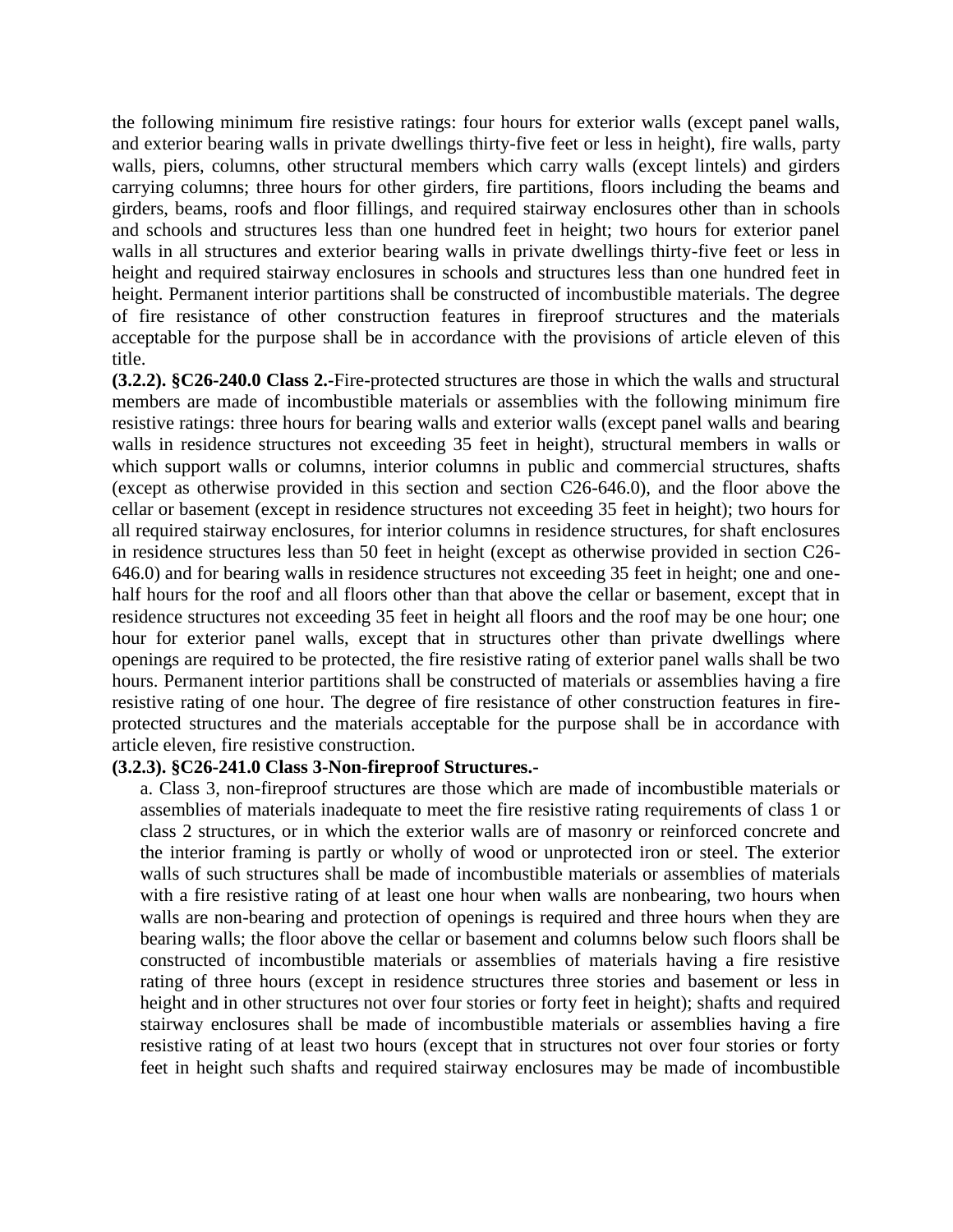the following minimum fire resistive ratings: four hours for exterior walls (except panel walls, and exterior bearing walls in private dwellings thirty-five feet or less in height), fire walls, party walls, piers, columns, other structural members which carry walls (except lintels) and girders carrying columns; three hours for other girders, fire partitions, floors including the beams and girders, beams, roofs and floor fillings, and required stairway enclosures other than in schools and schools and structures less than one hundred feet in height; two hours for exterior panel walls in all structures and exterior bearing walls in private dwellings thirty-five feet or less in height and required stairway enclosures in schools and structures less than one hundred feet in height. Permanent interior partitions shall be constructed of incombustible materials. The degree of fire resistance of other construction features in fireproof structures and the materials acceptable for the purpose shall be in accordance with the provisions of article eleven of this title.

**(3.2.2). §C26-240.0 Class 2.-**Fire-protected structures are those in which the walls and structural members are made of incombustible materials or assemblies with the following minimum fire resistive ratings: three hours for bearing walls and exterior walls (except panel walls and bearing walls in residence structures not exceeding 35 feet in height), structural members in walls or which support walls or columns, interior columns in public and commercial structures, shafts (except as otherwise provided in this section and section C26-646.0), and the floor above the cellar or basement (except in residence structures not exceeding 35 feet in height); two hours for all required stairway enclosures, for interior columns in residence structures, for shaft enclosures in residence structures less than 50 feet in height (except as otherwise provided in section C26-646.0) and for bearing walls in residence structures not exceeding 35 feet in height; one and one-half hours for the roof and all floors other than that above the cellar or basement, except that in residence structures not exceeding 35 feet in height all floors and the roof may be one hour; one hour for exterior panel walls, except that in structures other than private dwellings where openings are required to be protected, the fire resistive rating of exterior panel walls shall be two hours. Permanent interior partitions shall be constructed of materials or assemblies having a fire resistive rating of one hour. The degree of fire resistance of other construction features in fire-protected structures and the materials acceptable for the purpose shall be in accordance with article eleven, fire resistive construction.

**(3.2.3). §C26-241.0 Class 3-Non-fireproof Structures.-**

a. Class 3, non-fireproof structures are those which are made of incombustible materials or assemblies of materials inadequate to meet the fire resistive rating requirements of class 1 or class 2 structures, or in which the exterior walls are of masonry or reinforced concrete and the interior framing is partly or wholly of wood or unprotected iron or steel. The exterior walls of such structures shall be made of incombustible materials or assemblies of materials with a fire resistive rating of at least one hour when walls are nonbearing, two hours when walls are non-bearing and protection of openings is required and three hours when they are bearing walls; the floor above the cellar or basement and columns below such floors shall be constructed of incombustible materials or assemblies of materials having a fire resistive rating of three hours (except in residence structures three stories and basement or less in height and in other structures not over four stories or forty feet in height); shafts and required stairway enclosures shall be made of incombustible materials or assemblies having a fire resistive rating of at least two hours (except that in structures not over four stories or forty feet in height such shafts and required stairway enclosures may be made of incombustible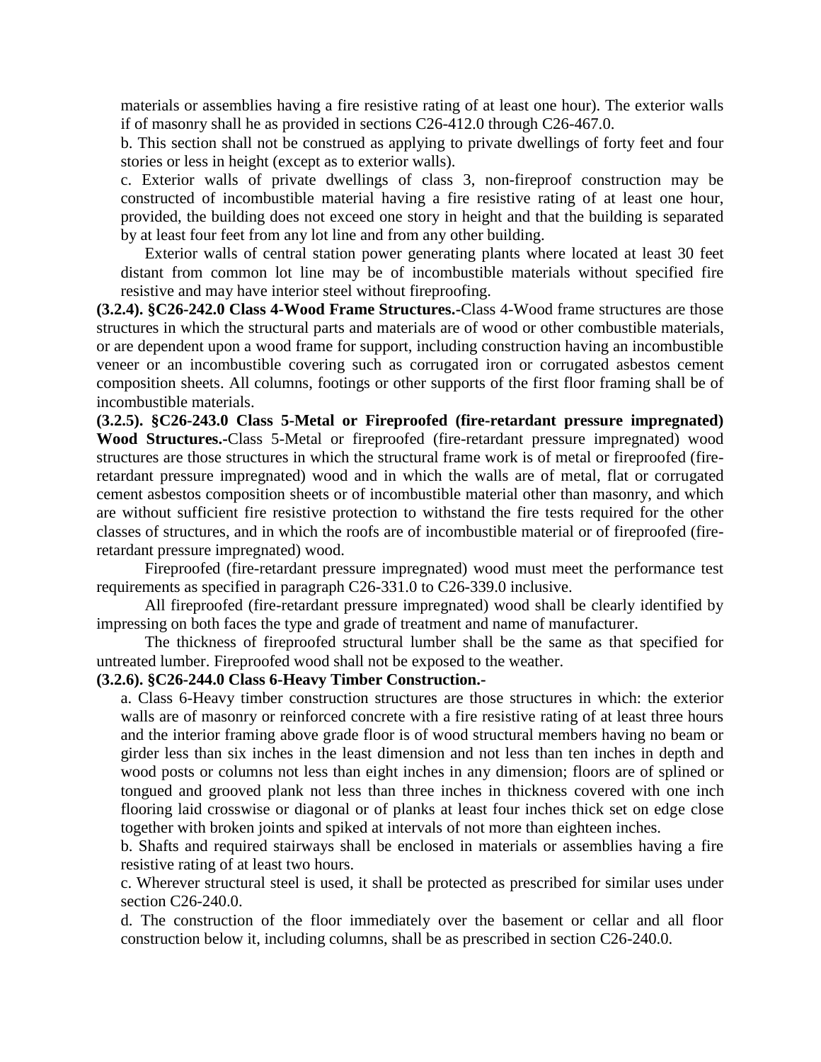materials or assemblies having a fire resistive rating of at least one hour). The exterior walls if of masonry shall he as provided in sections C26-412.0 through C26-467.0.

b. This section shall not be construed as applying to private dwellings of forty feet and four stories or less in height (except as to exterior walls).

c. Exterior walls of private dwellings of class 3, non-fireproof construction may be constructed of incombustible material having a fire resistive rating of at least one hour, provided, the building does not exceed one story in height and that the building is separated by at least four feet from any lot line and from any other building.

Exterior walls of central station power generating plants where located at least 30 feet distant from common lot line may be of incombustible materials without specified fire resistive and may have interior steel without fireproofing.

**(3.2.4). §C26-242.0 Class 4-Wood Frame Structures.-**Class 4-Wood frame structures are those structures in which the structural parts and materials are of wood or other combustible materials, or are dependent upon a wood frame for support, including construction having an incombustible veneer or an incombustible covering such as corrugated iron or corrugated asbestos cement composition sheets. All columns, footings or other supports of the first floor framing shall be of incombustible materials.

**(3.2.5). §C26-243.0 Class 5-Metal or Fireproofed (fire-retardant pressure impregnated) Wood Structures.-**Class 5-Metal or fireproofed (fire-retardant pressure impregnated) wood structures are those structures in which the structural frame work is of metal or fireproofed (fire-retardant pressure impregnated) wood and in which the walls are of metal, flat or corrugated cement asbestos composition sheets or of incombustible material other than masonry, and which are without sufficient fire resistive protection to withstand the fire tests required for the other classes of structures, and in which the roofs are of incombustible material or of fireproofed (fire-retardant pressure impregnated) wood.

Fireproofed (fire-retardant pressure impregnated) wood must meet the performance test requirements as specified in paragraph C26-331.0 to C26-339.0 inclusive.

All fireproofed (fire-retardant pressure impregnated) wood shall be clearly identified by impressing on both faces the type and grade of treatment and name of manufacturer.

The thickness of fireproofed structural lumber shall be the same as that specified for untreated lumber. Fireproofed wood shall not be exposed to the weather.

**(3.2.6). §C26-244.0 Class 6-Heavy Timber Construction.-**

a. Class 6-Heavy timber construction structures are those structures in which: the exterior walls are of masonry or reinforced concrete with a fire resistive rating of at least three hours and the interior framing above grade floor is of wood structural members having no beam or girder less than six inches in the least dimension and not less than ten inches in depth and wood posts or columns not less than eight inches in any dimension; floors are of splined or tongued and grooved plank not less than three inches in thickness covered with one inch flooring laid crosswise or diagonal or of planks at least four inches thick set on edge close together with broken joints and spiked at intervals of not more than eighteen inches.

b. Shafts and required stairways shall be enclosed in materials or assemblies having a fire resistive rating of at least two hours.

c. Wherever structural steel is used, it shall be protected as prescribed for similar uses under section C26-240.0.

d. The construction of the floor immediately over the basement or cellar and all floor construction below it, including columns, shall be as prescribed in section C26-240.0.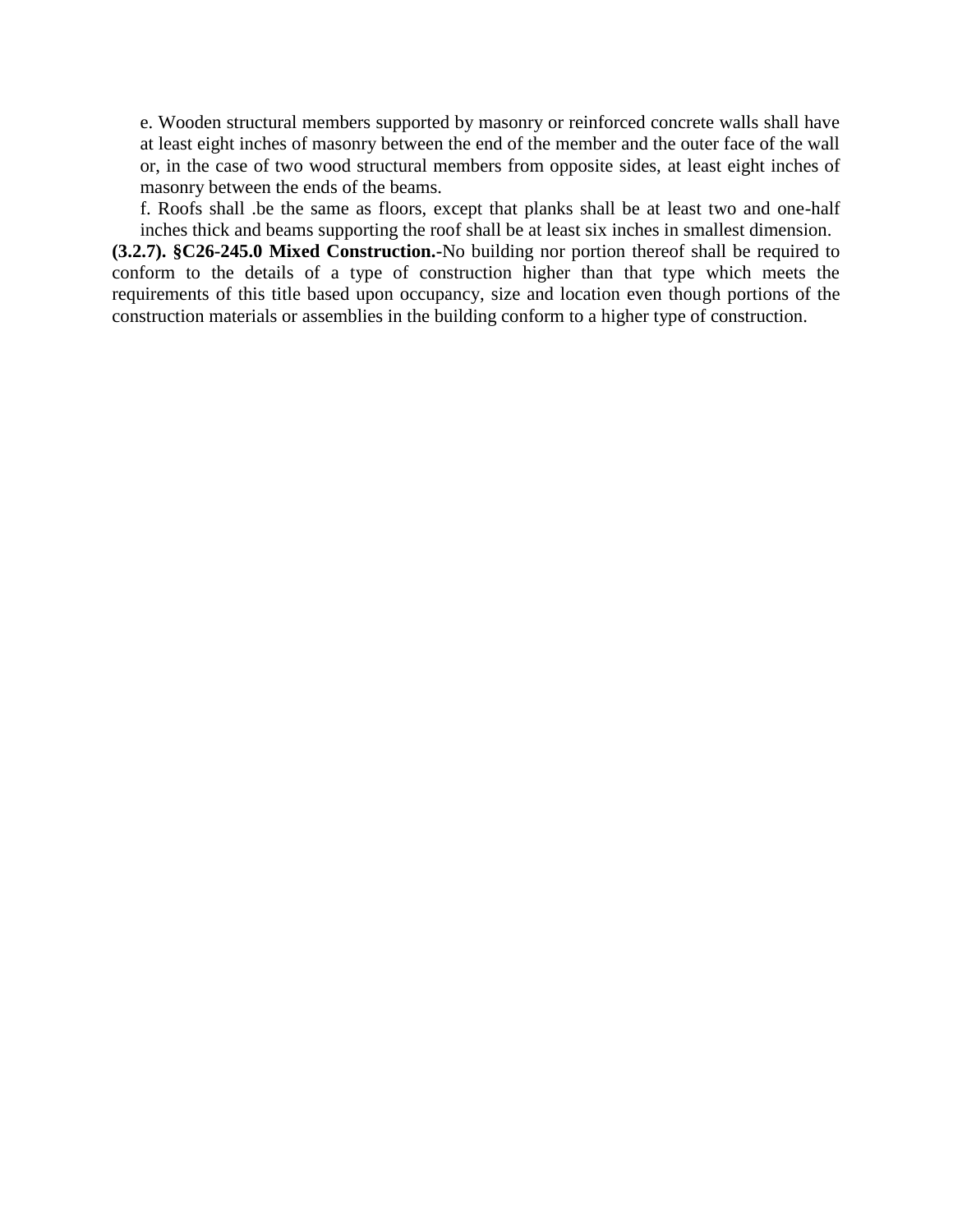e. Wooden structural members supported by masonry or reinforced concrete walls shall have at least eight inches of masonry between the end of the member and the outer face of the wall or, in the case of two wood structural members from opposite sides, at least eight inches of masonry between the ends of the beams.

f. Roofs shall .be the same as floors, except that planks shall be at least two and one-half inches thick and beams supporting the roof shall be at least six inches in smallest dimension.

**(3.2.7). §C26-245.0 Mixed Construction.-**No building nor portion thereof shall be required to conform to the details of a type of construction higher than that type which meets the requirements of this title based upon occupancy, size and location even though portions of the construction materials or assemblies in the building conform to a higher type of construction.